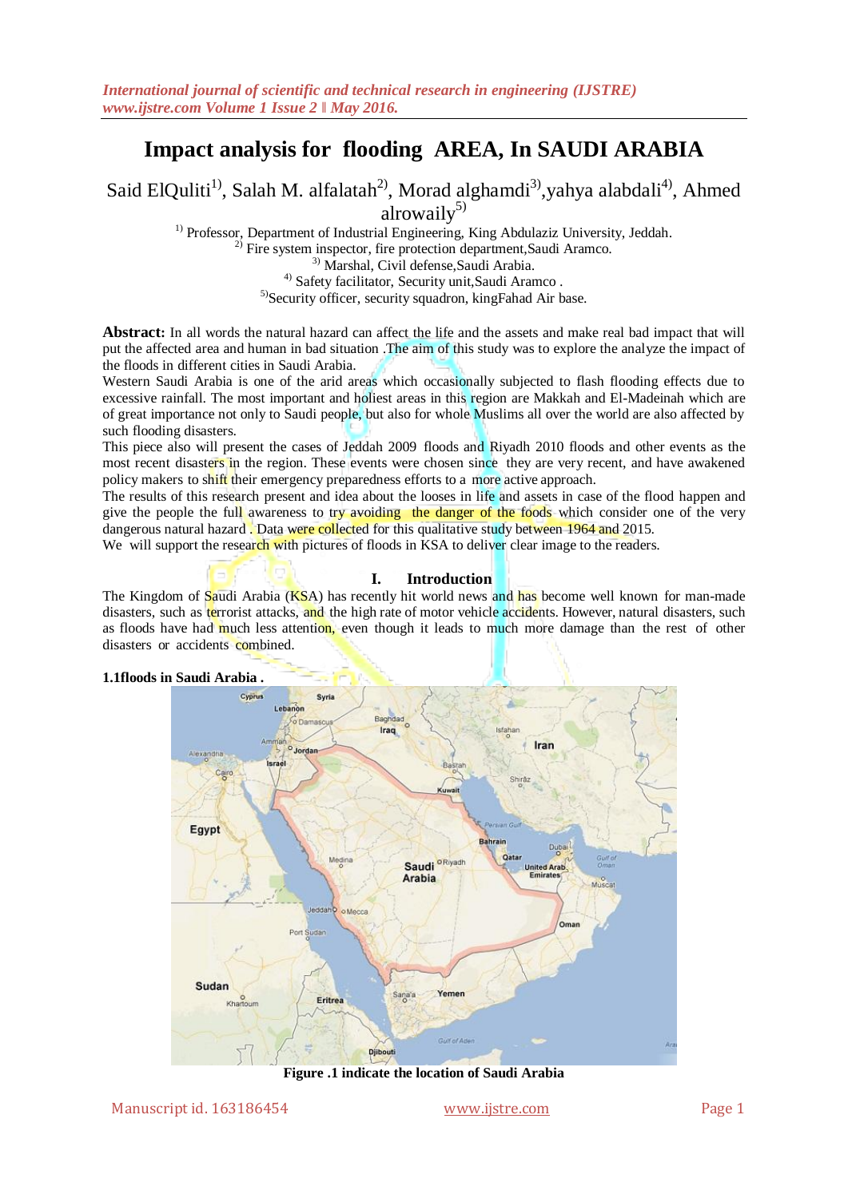# Impact analysis for flooding AREA, In SAUDI ARABIA

Said ElQuliti[1], Salah M. alfalatah[2], Morad alghamdi[3],yahya alabdali[4], Ahmed alrowaily[5]

[1] Professor, Department of Industrial Engineering, King Abdulaziz University, Jeddah.
[2] Fire system inspector, fire protection department,Saudi Aramco.
[3] Marshal, Civil defense,Saudi Arabia.
[4] Safety facilitator, Security unit,Saudi Aramco .
[5]Security officer, security squadron, kingFahad Air base.

**Abstract:** In all words the natural hazard can affect the life and the assets and make real bad impact that will put the affected area and human in bad situation .The aim of this study was to explore the analyze the impact of the floods in different cities in Saudi Arabia.

Western Saudi Arabia is one of the arid areas which occasionally subjected to flash flooding effects due to excessive rainfall. The most important and holiest areas in this region are Makkah and El-Madeinah which are of great importance not only to Saudi people but also for whole Muslims all over the world are also affected by such flooding disasters.

This piece also will present the cases of Jeddah 2009 floods and Riyadh 2010 floods and other events as the most recent disasters in the region. These events were chosen since they are very recent, and have awakened policy makers to shift their emergency preparedness efforts to a more active approach.

The results of this research present and idea about the looses in life and assets in case of the flood happen and give the people the full awareness to try avoiding the danger of the foods which consider one of the very dangerous natural hazard . Data were collected for this qualitative study between 1964 and 2015.

We will support the research with pictures of floods in KSA to deliver clear image to the readers.

## I. Introduction

The Kingdom of Saudi Arabia (KSA) has recently hit world news and has become well known for man-made disasters, such as terrorist attacks, and the high rate of motor vehicle accidents. However, natural disasters, such as floods have had much less attention, even though it leads to much more damage than the rest of other disasters or accidents combined.

### 1.1floods in Saudi Arabia .

**Figure .1 indicate the location of Saudi Arabia**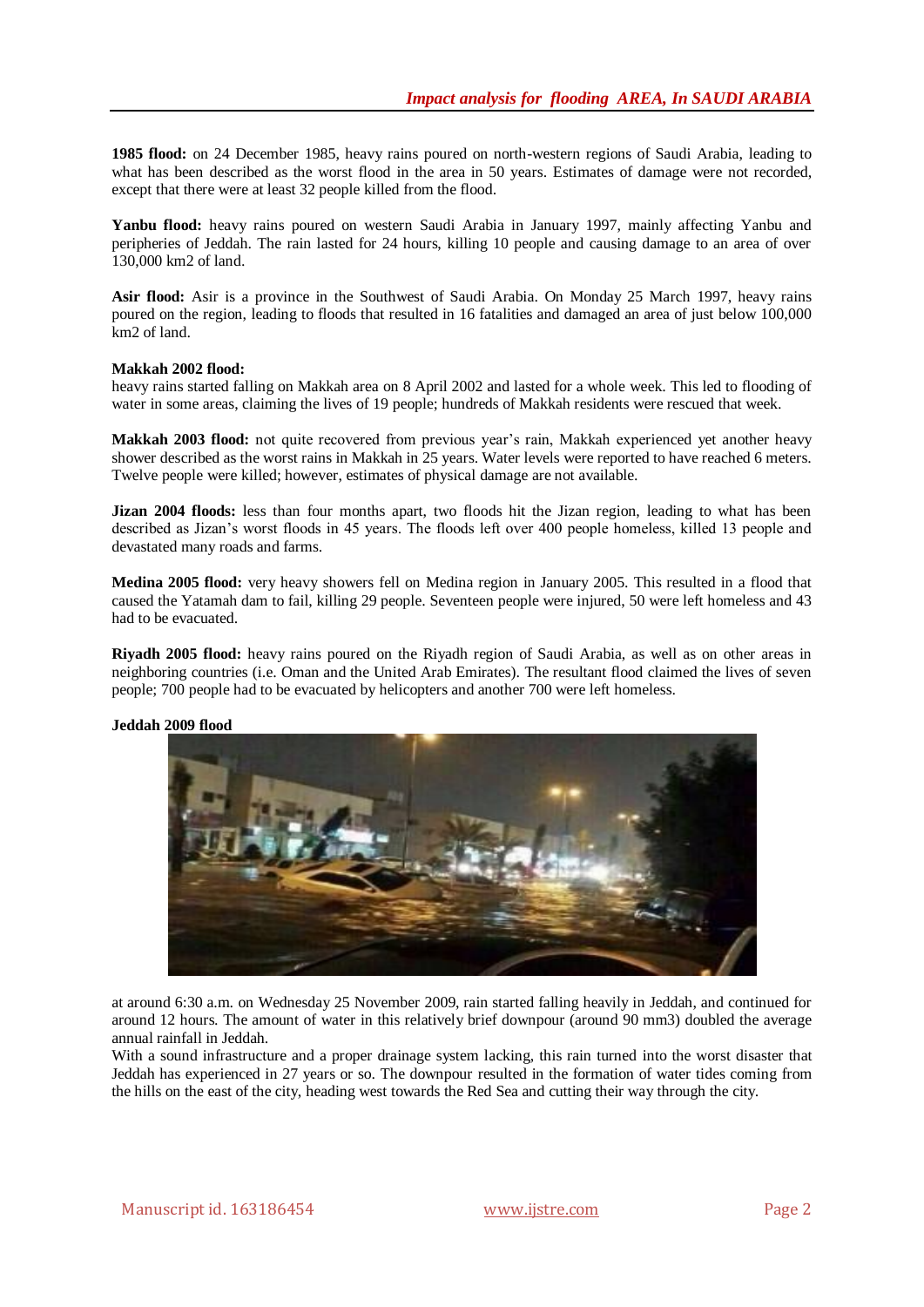**1985 flood:** on 24 December 1985, heavy rains poured on north-western regions of Saudi Arabia, leading to what has been described as the worst flood in the area in 50 years. Estimates of damage were not recorded, except that there were at least 32 people killed from the flood.

**Yanbu flood:** heavy rains poured on western Saudi Arabia in January 1997, mainly affecting Yanbu and peripheries of Jeddah. The rain lasted for 24 hours, killing 10 people and causing damage to an area of over 130,000 km2 of land.

**Asir flood:** Asir is a province in the Southwest of Saudi Arabia. On Monday 25 March 1997, heavy rains poured on the region, leading to floods that resulted in 16 fatalities and damaged an area of just below 100,000 km2 of land.

**Makkah 2002 flood:**
heavy rains started falling on Makkah area on 8 April 2002 and lasted for a whole week. This led to flooding of water in some areas, claiming the lives of 19 people; hundreds of Makkah residents were rescued that week.

**Makkah 2003 flood:** not quite recovered from previous year's rain, Makkah experienced yet another heavy shower described as the worst rains in Makkah in 25 years. Water levels were reported to have reached 6 meters. Twelve people were killed; however, estimates of physical damage are not available.

**Jizan 2004 floods:** less than four months apart, two floods hit the Jizan region, leading to what has been described as Jizan's worst floods in 45 years. The floods left over 400 people homeless, killed 13 people and devastated many roads and farms.

**Medina 2005 flood:** very heavy showers fell on Medina region in January 2005. This resulted in a flood that caused the Yatamah dam to fail, killing 29 people. Seventeen people were injured, 50 were left homeless and 43 had to be evacuated.

**Riyadh 2005 flood:** heavy rains poured on the Riyadh region of Saudi Arabia, as well as on other areas in neighboring countries (i.e. Oman and the United Arab Emirates). The resultant flood claimed the lives of seven people; 700 people had to be evacuated by helicopters and another 700 were left homeless.

**Jeddah 2009 flood**

at around 6:30 a.m. on Wednesday 25 November 2009, rain started falling heavily in Jeddah, and continued for around 12 hours. The amount of water in this relatively brief downpour (around 90 mm3) doubled the average annual rainfall in Jeddah.
With a sound infrastructure and a proper drainage system lacking, this rain turned into the worst disaster that Jeddah has experienced in 27 years or so. The downpour resulted in the formation of water tides coming from the hills on the east of the city, heading west towards the Red Sea and cutting their way through the city.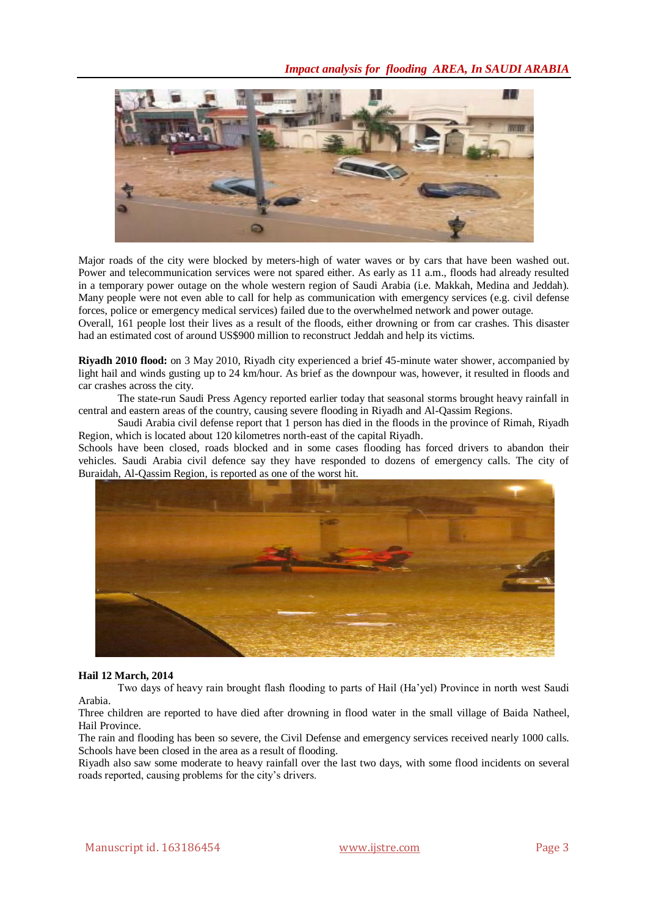Major roads of the city were blocked by meters-high of water waves or by cars that have been washed out. Power and telecommunication services were not spared either. As early as 11 a.m., floods had already resulted in a temporary power outage on the whole western region of Saudi Arabia (i.e. Makkah, Medina and Jeddah). Many people were not even able to call for help as communication with emergency services (e.g. civil defense forces, police or emergency medical services) failed due to the overwhelmed network and power outage.
Overall, 161 people lost their lives as a result of the floods, either drowning or from car crashes. This disaster had an estimated cost of around US$900 million to reconstruct Jeddah and help its victims.

**Riyadh 2010 flood:** on 3 May 2010, Riyadh city experienced a brief 45-minute water shower, accompanied by light hail and winds gusting up to 24 km/hour. As brief as the downpour was, however, it resulted in floods and car crashes across the city.

The state-run Saudi Press Agency reported earlier today that seasonal storms brought heavy rainfall in central and eastern areas of the country, causing severe flooding in Riyadh and Al-Qassim Regions.

Saudi Arabia civil defense report that 1 person has died in the floods in the province of Rimah, Riyadh Region, which is located about 120 kilometres north-east of the capital Riyadh.
Schools have been closed, roads blocked and in some cases flooding has forced drivers to abandon their vehicles. Saudi Arabia civil defence say they have responded to dozens of emergency calls. The city of Buraidah, Al-Qassim Region, is reported as one of the worst hit.

**Hail 12 March, 2014**

Two days of heavy rain brought flash flooding to parts of Hail (Ha'yel) Province in north west Saudi Arabia.
Three children are reported to have died after drowning in flood water in the small village of Baida Natheel, Hail Province.
The rain and flooding has been so severe, the Civil Defense and emergency services received nearly 1000 calls. Schools have been closed in the area as a result of flooding.
Riyadh also saw some moderate to heavy rainfall over the last two days, with some flood incidents on several roads reported, causing problems for the city's drivers.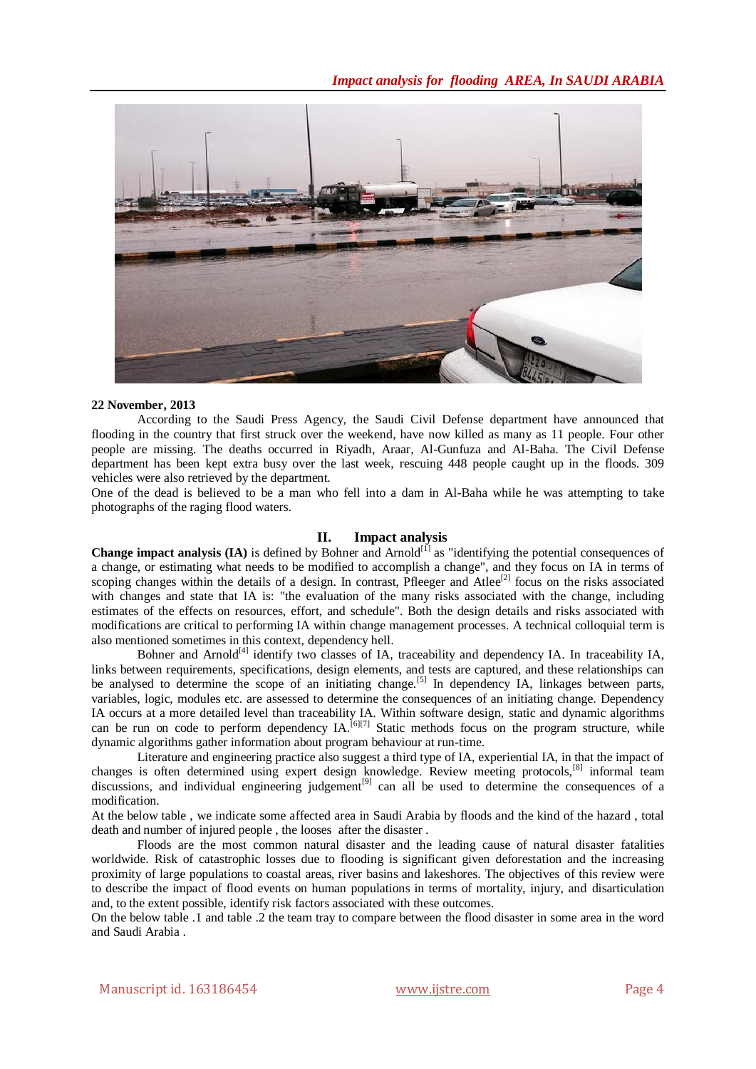**22 November, 2013**

According to the Saudi Press Agency, the Saudi Civil Defense department have announced that flooding in the country that first struck over the weekend, have now killed as many as 11 people. Four other people are missing. The deaths occurred in Riyadh, Araar, Al-Gunfuza and Al-Baha. The Civil Defense department has been kept extra busy over the last week, rescuing 448 people caught up in the floods. 309 vehicles were also retrieved by the department.

One of the dead is believed to be a man who fell into a dam in Al-Baha while he was attempting to take photographs of the raging flood waters.

## II. Impact analysis

**Change impact analysis (IA)** is defined by Bohner and Arnold[1] as "identifying the potential consequences of a change, or estimating what needs to be modified to accomplish a change", and they focus on IA in terms of scoping changes within the details of a design. In contrast, Pfleeger and Atlee[2] focus on the risks associated with changes and state that IA is: "the evaluation of the many risks associated with the change, including estimates of the effects on resources, effort, and schedule". Both the design details and risks associated with modifications are critical to performing IA within change management processes. A technical colloquial term is also mentioned sometimes in this context, dependency hell.

Bohner and Arnold[4] identify two classes of IA, traceability and dependency IA. In traceability IA, links between requirements, specifications, design elements, and tests are captured, and these relationships can be analysed to determine the scope of an initiating change.[5] In dependency IA, linkages between parts, variables, logic, modules etc. are assessed to determine the consequences of an initiating change. Dependency IA occurs at a more detailed level than traceability IA. Within software design, static and dynamic algorithms can be run on code to perform dependency IA.[6][7] Static methods focus on the program structure, while dynamic algorithms gather information about program behaviour at run-time.

Literature and engineering practice also suggest a third type of IA, experiential IA, in that the impact of changes is often determined using expert design knowledge. Review meeting protocols,[8] informal team discussions, and individual engineering judgement[9] can all be used to determine the consequences of a modification.

At the below table , we indicate some affected area in Saudi Arabia by floods and the kind of the hazard , total death and number of injured people , the looses after the disaster .

Floods are the most common natural disaster and the leading cause of natural disaster fatalities worldwide. Risk of catastrophic losses due to flooding is significant given deforestation and the increasing proximity of large populations to coastal areas, river basins and lakeshores. The objectives of this review were to describe the impact of flood events on human populations in terms of mortality, injury, and disarticulation and, to the extent possible, identify risk factors associated with these outcomes.

On the below table .1 and table .2 the team tray to compare between the flood disaster in some area in the word and Saudi Arabia .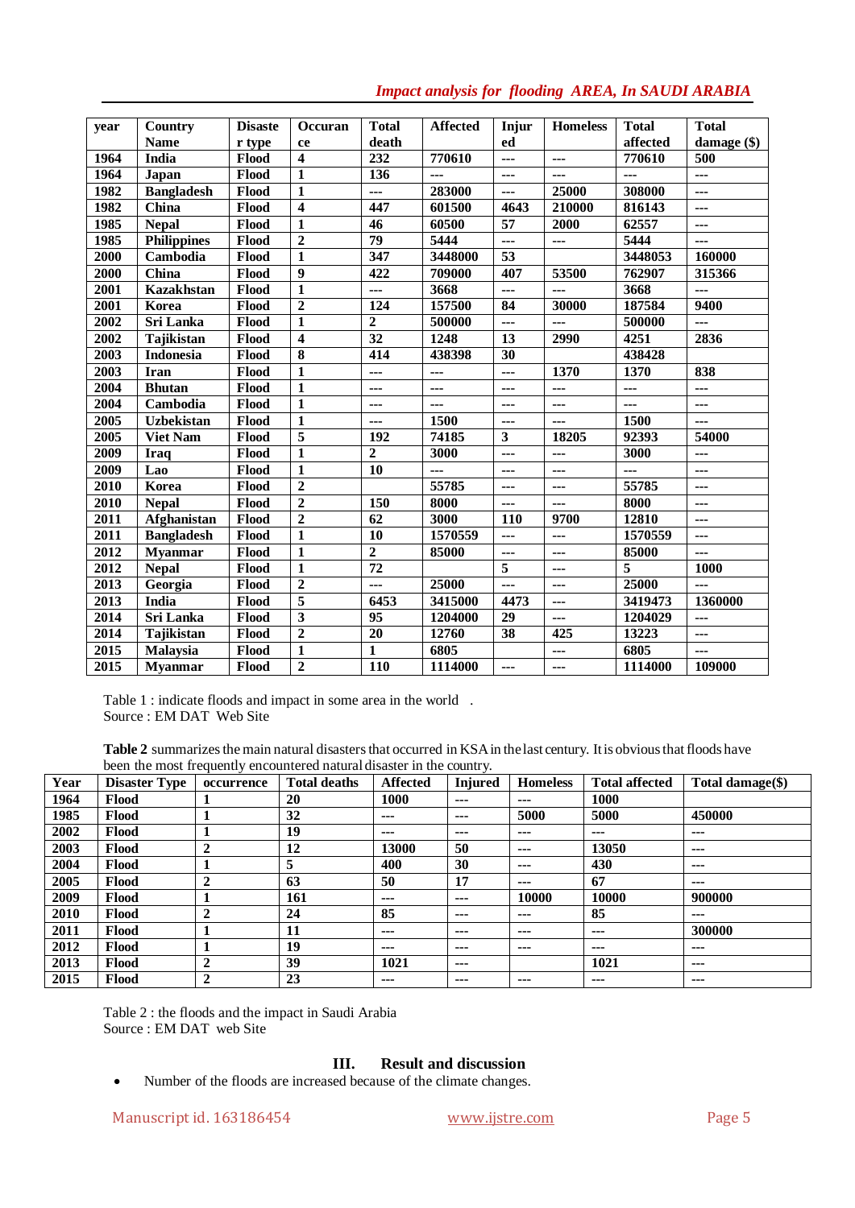| year | Country Name | Disaster type | Occurance | Total death | Affected | Injured | Homeless | Total affected | Total damage ($) |
|---|---|---|---|---|---|---|---|---|---|
| 1964 | India | Flood | 4 | 232 | 770610 | --- | --- | 770610 | 500 |
| 1964 | Japan | Flood | 1 | 136 | --- | --- | --- | --- | --- |
| 1982 | Bangladesh | Flood | 1 | --- | 283000 | --- | 25000 | 308000 | --- |
| 1982 | China | Flood | 4 | 447 | 601500 | 4643 | 210000 | 816143 | --- |
| 1985 | Nepal | Flood | 1 | 46 | 60500 | 57 | 2000 | 62557 | --- |
| 1985 | Philippines | Flood | 2 | 79 | 5444 | --- | --- | 5444 | --- |
| 2000 | Cambodia | Flood | 1 | 347 | 3448000 | 53 | | 3448053 | 160000 |
| 2000 | China | Flood | 9 | 422 | 709000 | 407 | 53500 | 762907 | 315366 |
| 2001 | Kazakhstan | Flood | 1 | --- | 3668 | --- | --- | 3668 | --- |
| 2001 | Korea | Flood | 2 | 124 | 157500 | 84 | 30000 | 187584 | 9400 |
| 2002 | Sri Lanka | Flood | 1 | 2 | 500000 | --- | --- | 500000 | --- |
| 2002 | Tajikistan | Flood | 4 | 32 | 1248 | 13 | 2990 | 4251 | 2836 |
| 2003 | Indonesia | Flood | 8 | 414 | 438398 | 30 | | 438428 | |
| 2003 | Iran | Flood | 1 | --- | --- | --- | 1370 | 1370 | 838 |
| 2004 | Bhutan | Flood | 1 | --- | --- | --- | --- | --- | --- |
| 2004 | Cambodia | Flood | 1 | --- | --- | --- | --- | --- | --- |
| 2005 | Uzbekistan | Flood | 1 | --- | 1500 | --- | --- | 1500 | --- |
| 2005 | Viet Nam | Flood | 5 | 192 | 74185 | 3 | 18205 | 92393 | 54000 |
| 2009 | Iraq | Flood | 1 | 2 | 3000 | --- | --- | 3000 | --- |
| 2009 | Lao | Flood | 1 | 10 | --- | --- | --- | --- | --- |
| 2010 | Korea | Flood | 2 | | 55785 | --- | --- | 55785 | --- |
| 2010 | Nepal | Flood | 2 | 150 | 8000 | --- | --- | 8000 | --- |
| 2011 | Afghanistan | Flood | 2 | 62 | 3000 | 110 | 9700 | 12810 | --- |
| 2011 | Bangladesh | Flood | 1 | 10 | 1570559 | --- | --- | 1570559 | --- |
| 2012 | Myanmar | Flood | 1 | 2 | 85000 | --- | --- | 85000 | --- |
| 2012 | Nepal | Flood | 1 | 72 | | 5 | --- | 5 | 1000 |
| 2013 | Georgia | Flood | 2 | --- | 25000 | --- | --- | 25000 | --- |
| 2013 | India | Flood | 5 | 6453 | 3415000 | 4473 | --- | 3419473 | 1360000 |
| 2014 | Sri Lanka | Flood | 3 | 95 | 1204000 | 29 | --- | 1204029 | --- |
| 2014 | Tajikistan | Flood | 2 | 20 | 12760 | 38 | 425 | 13223 | --- |
| 2015 | Malaysia | Flood | 1 | 1 | 6805 | | --- | 6805 | --- |
| 2015 | Myanmar | Flood | 2 | 110 | 1114000 | --- | --- | 1114000 | 109000 |

Table 1 : indicate floods and impact in some area in the world .
Source : EM DAT Web Site

**Table 2** summarizes the main natural disasters that occurred in KSA in the last century. It is obvious that floods have been the most frequently encountered natural disaster in the country.

| Year | Disaster Type | occurrence | Total deaths | Affected | Injured | Homeless | Total affected | Total damage($) |
|---|---|---|---|---|---|---|---|---|
| 1964 | Flood | 1 | 20 | 1000 | --- | --- | 1000 | |
| 1985 | Flood | 1 | 32 | --- | --- | 5000 | 5000 | 450000 |
| 2002 | Flood | 1 | 19 | --- | --- | --- | --- | --- |
| 2003 | Flood | 2 | 12 | 13000 | 50 | --- | 13050 | --- |
| 2004 | Flood | 1 | 5 | 400 | 30 | --- | 430 | --- |
| 2005 | Flood | 2 | 63 | 50 | 17 | --- | 67 | --- |
| 2009 | Flood | 1 | 161 | --- | --- | 10000 | 10000 | 900000 |
| 2010 | Flood | 2 | 24 | 85 | --- | --- | 85 | --- |
| 2011 | Flood | 1 | 11 | --- | --- | --- | --- | 300000 |
| 2012 | Flood | 1 | 19 | --- | --- | --- | --- | --- |
| 2013 | Flood | 2 | 39 | 1021 | --- | | 1021 | --- |
| 2015 | Flood | 2 | 23 | --- | --- | --- | --- | --- |

Table 2 : the floods and the impact in Saudi Arabia
Source : EM DAT web Site

## III. Result and discussion

- Number of the floods are increased because of the climate changes.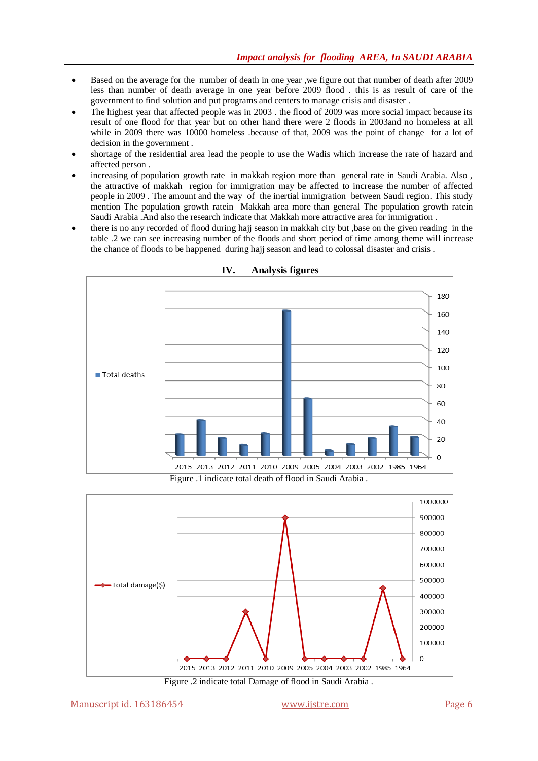- Based on the average for the number of death in one year ,we figure out that number of death after 2009 less than number of death average in one year before 2009 flood . this is as result of care of the government to find solution and put programs and centers to manage crisis and disaster .
- The highest year that affected people was in 2003 . the flood of 2009 was more social impact because its result of one flood for that year but on other hand there were 2 floods in 2003and no homeless at all while in 2009 there was 10000 homeless .because of that, 2009 was the point of change for a lot of decision in the government .
- shortage of the residential area lead the people to use the Wadis which increase the rate of hazard and affected person .
- increasing of population growth rate in makkah region more than general rate in Saudi Arabia. Also , the attractive of makkah region for immigration may be affected to increase the number of affected people in 2009 . The amount and the way of the inertial immigration between Saudi region. This study mention The population growth ratein Makkah area more than general The population growth ratein Saudi Arabia .And also the research indicate that Makkah more attractive area for immigration .
- there is no any recorded of flood during hajj season in makkah city but ,base on the given reading in the table .2 we can see increasing number of the floods and short period of time among theme will increase the chance of floods to be happened during hajj season and lead to colossal disaster and crisis .

## IV. Analysis figures

Figure .1 indicate total death of flood in Saudi Arabia .

Figure .2 indicate total Damage of flood in Saudi Arabia .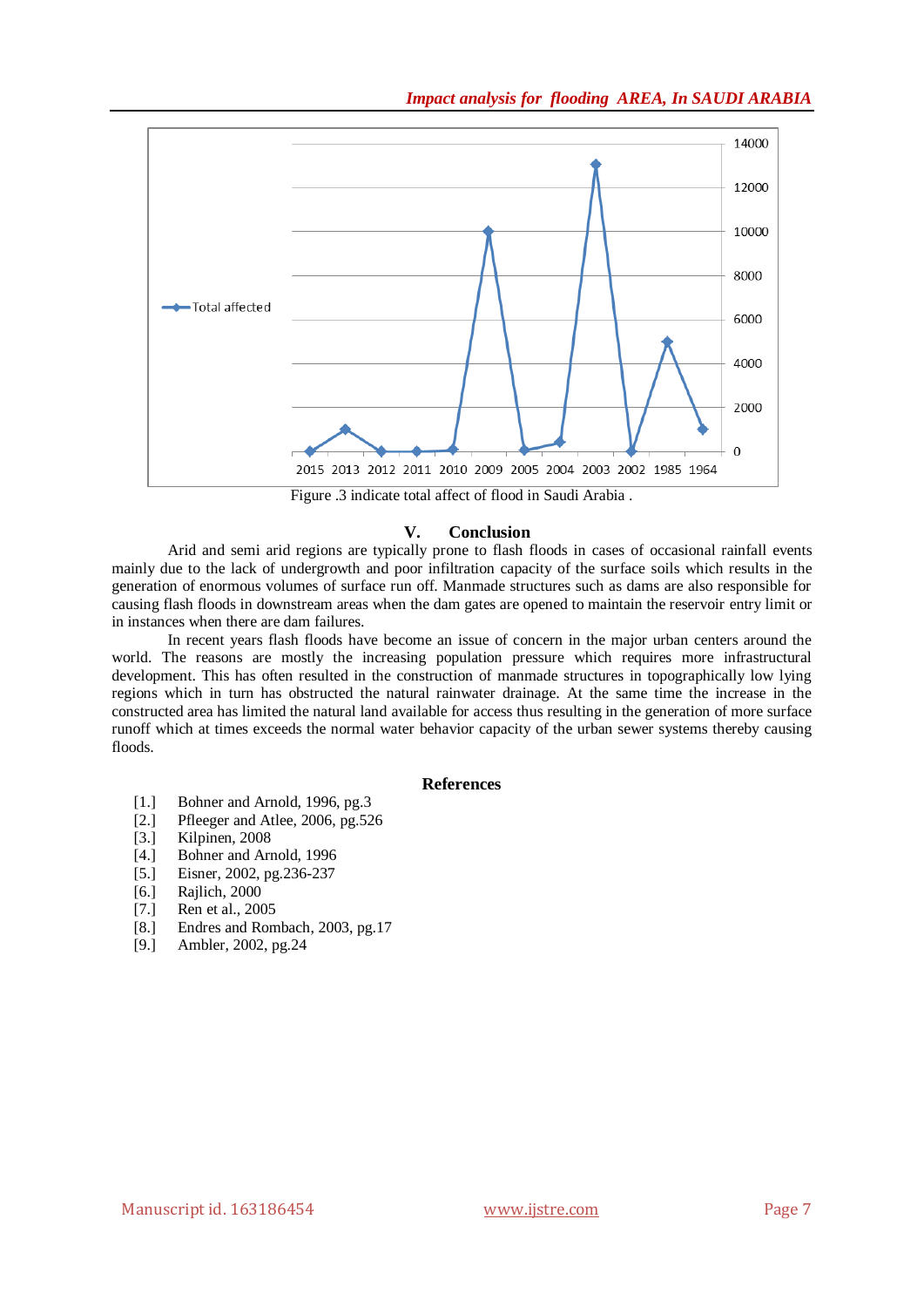14000
12000
10000
8000
6000
4000
2000
0

Total affected

2015 2013 2012 2011 2010 2009 2005 2004 2003 2002 1985 1964

Figure .3 indicate total affect of flood in Saudi Arabia .

## V. Conclusion

Arid and semi arid regions are typically prone to flash floods in cases of occasional rainfall events mainly due to the lack of undergrowth and poor infiltration capacity of the surface soils which results in the generation of enormous volumes of surface run off. Manmade structures such as dams are also responsible for causing flash floods in downstream areas when the dam gates are opened to maintain the reservoir entry limit or in instances when there are dam failures.

In recent years flash floods have become an issue of concern in the major urban centers around the world. The reasons are mostly the increasing population pressure which requires more infrastructural development. This has often resulted in the construction of manmade structures in topographically low lying regions which in turn has obstructed the natural rainwater drainage. At the same time the increase in the constructed area has limited the natural land available for access thus resulting in the generation of more surface runoff which at times exceeds the normal water behavior capacity of the urban sewer systems thereby causing floods.

## References

[1.] Bohner and Arnold, 1996, pg.3
[2.] Pfleeger and Atlee, 2006, pg.526
[3.] Kilpinen, 2008
[4.] Bohner and Arnold, 1996
[5.] Eisner, 2002, pg.236-237
[6.] Rajlich, 2000
[7.] Ren et al., 2005
[8.] Endres and Rombach, 2003, pg.17
[9.] Ambler, 2002, pg.24